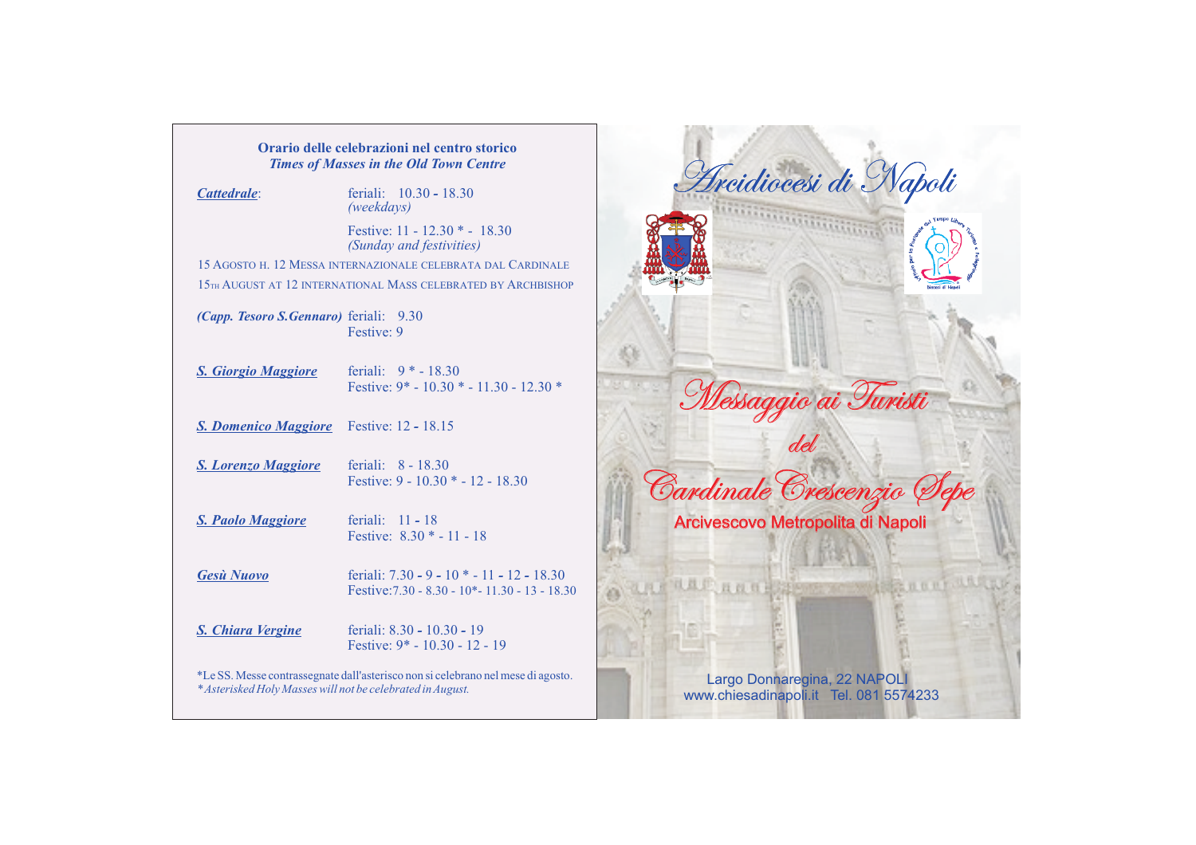**Orario delle celebrazioni nel centro storico**
***Times of Masses in the Old Town Centre***

***Cattedrale***: feriali: 10.30 - 18.30
*(weekdays)*
Festive: 11 - 12.30 * - 18.30
*(Sunday and festivities)*

15 AGOSTO H. 12 MESSA INTERNAZIONALE CELEBRATA DAL CARDINALE
15TH AUGUST AT 12 INTERNATIONAL MASS CELEBRATED BY ARCHBISHOP

***(Capp. Tesoro S.Gennaro)*** feriali: 9.30
Festive: 9

***S. Giorgio Maggiore*** feriali: 9 * - 18.30
Festive: 9* - 10.30 * - 11.30 - 12.30 *

***S. Domenico Maggiore*** Festive: 12 - 18.15

***S. Lorenzo Maggiore*** feriali: 8 - 18.30
Festive: 9 - 10.30 * - 12 - 18.30

***S. Paolo Maggiore*** feriali: 11 - 18
Festive: 8.30 * - 11 - 18

***Gesù Nuovo*** feriali: 7.30 - 9 - 10 * - 11 - 12 - 18.30
Festive: 7.30 - 8.30 - 10*- 11.30 - 13 - 18.30

***S. Chiara Vergine*** feriali: 8.30 - 10.30 - 19
Festive: 9* - 10.30 - 12 - 19

*Le SS. Messe contrassegnate dall'asterisco non si celebrano nel mese di agosto.
**Asterisked Holy Masses will not be celebrated in August.*

# *Arcidiocesi di Napoli*

# *Messaggio ai Turisti*

*del*

## *Cardinale Crescenzio Sepe*

Arcivescovo Metropolita di Napoli

Largo Donnaregina, 22 NAPOLI
www.chiesadinapoli.it Tel. 081 5574233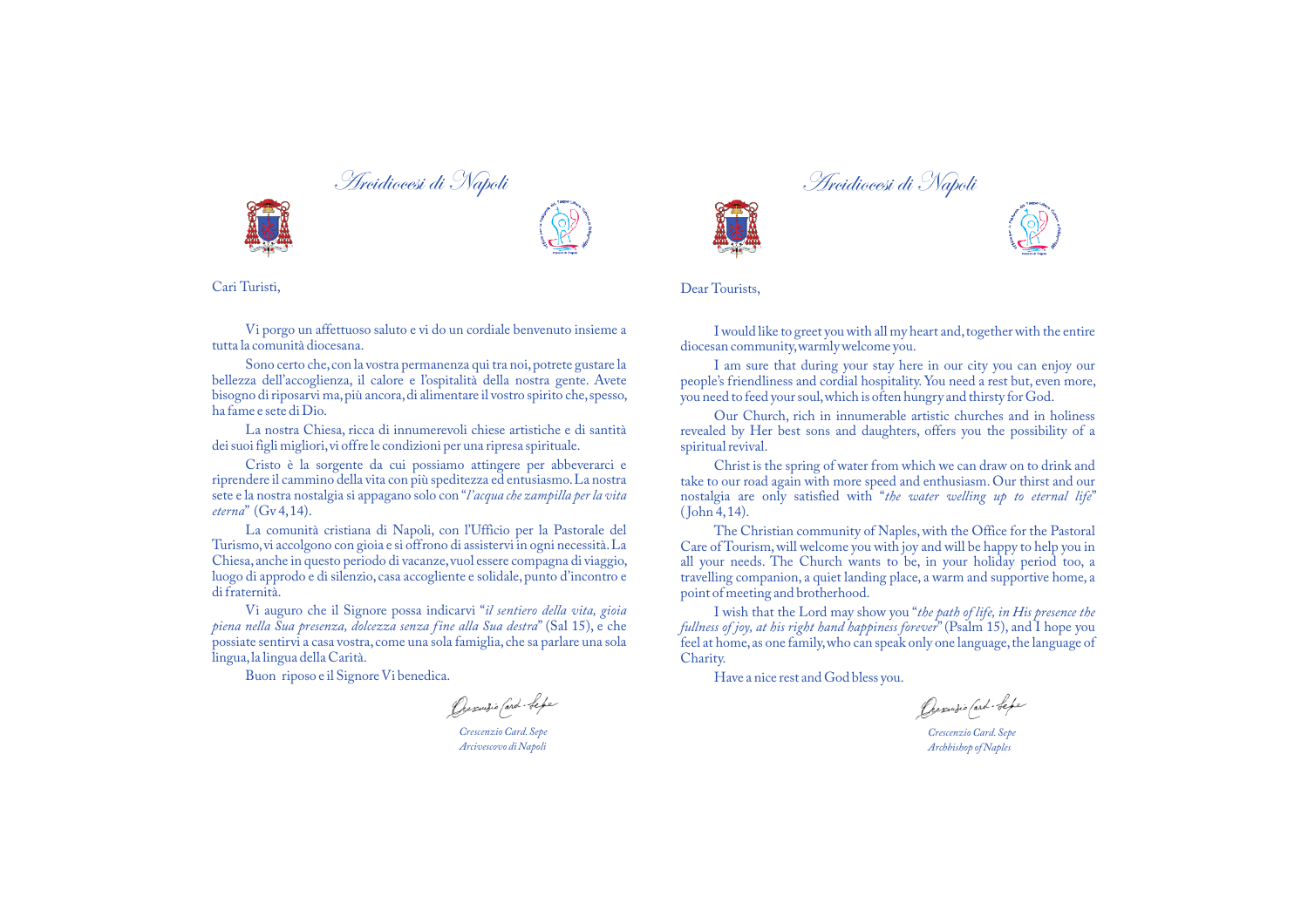*Arcidiocesi di Napoli*

Cari Turisti,

Vi porgo un affettuoso saluto e vi do un cordiale benvenuto insieme a tutta la comunità diocesana.

Sono certo che, con la vostra permanenza qui tra noi, potrete gustare la bellezza dell'accoglienza, il calore e l'ospitalità della nostra gente. Avete bisogno di riposarvi ma, più ancora, di alimentare il vostro spirito che, spesso, ha fame e sete di Dio.

La nostra Chiesa, ricca di innumerevoli chiese artistiche e di santità dei suoi figli migliori, vi offre le condizioni per una ripresa spirituale.

Cristo è la sorgente da cui possiamo attingere per abbeverarci e riprendere il cammino della vita con più speditezza ed entusiasmo. La nostra sete e la nostra nostalgia si appagano solo con "*l'acqua che zampilla per la vita eterna*" (Gv 4, 14).

La comunità cristiana di Napoli, con l'Ufficio per la Pastorale del Turismo, vi accolgono con gioia e si offrono di assistervi in ogni necessità. La Chiesa, anche in questo periodo di vacanze, vuol essere compagna di viaggio, luogo di approdo e di silenzio, casa accogliente e solidale, punto d'incontro e di fraternità.

Vi auguro che il Signore possa indicarvi "*il sentiero della vita, gioia piena nella Sua presenza, dolcezza senza fine alla Sua destra*" (Sal 15), e che possiate sentirvi a casa vostra, come una sola famiglia, che sa parlare una sola lingua, la lingua della Carità.

Buon riposo e il Signore Vi benedica.

*Crescenzio Card. Sepe*
*Arcivescovo di Napoli*

*Arcidiocesi di Napoli*

Dear Tourists,

I would like to greet you with all my heart and, together with the entire diocesan community, warmly welcome you.

I am sure that during your stay here in our city you can enjoy our people's friendliness and cordial hospitality. You need a rest but, even more, you need to feed your soul, which is often hungry and thirsty for God.

Our Church, rich in innumerable artistic churches and in holiness revealed by Her best sons and daughters, offers you the possibility of a spiritual revival.

Christ is the spring of water from which we can draw on to drink and take to our road again with more speed and enthusiasm. Our thirst and our nostalgia are only satisfied with "*the water welling up to eternal life*" (John 4, 14).

The Christian community of Naples, with the Office for the Pastoral Care of Tourism, will welcome you with joy and will be happy to help you in all your needs. The Church wants to be, in your holiday period too, a travelling companion, a quiet landing place, a warm and supportive home, a point of meeting and brotherhood.

I wish that the Lord may show you "*the path of life, in His presence the fullness of joy, at his right hand happiness forever*" (Psalm 15), and I hope you feel at home, as one family, who can speak only one language, the language of Charity.

Have a nice rest and God bless you.

*Crescenzio Card. Sepe*
*Archbishop of Naples*